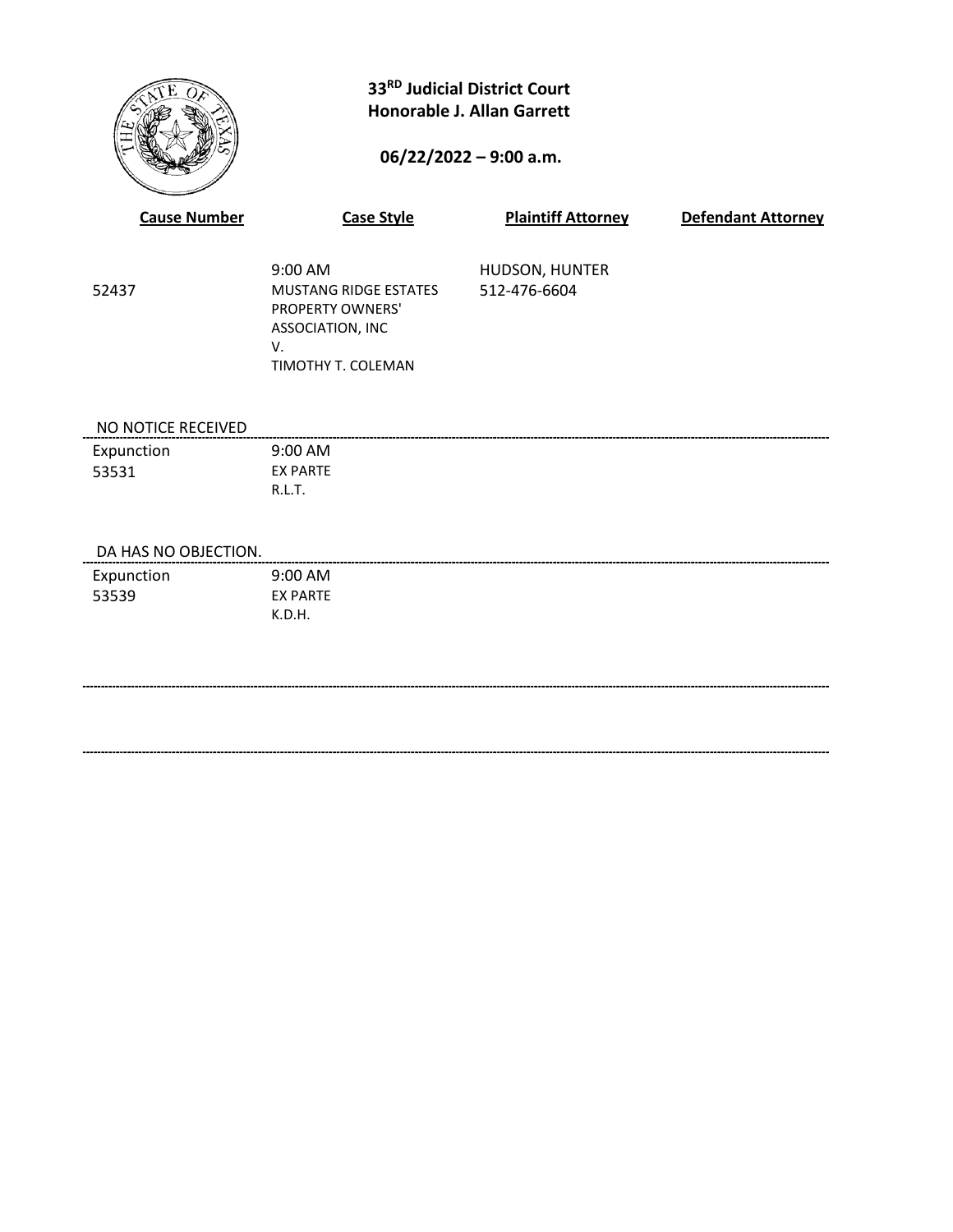**33RD Judicial District Court**
**Honorable J. Allan Garrett**

**06/22/2022 – 9:00 a.m.**

| Cause Number | Case Style | Plaintiff Attorney | Defendant Attorney |
|---|---|---|---|
| 52437 | 9:00 AM<br>MUSTANG RIDGE ESTATES PROPERTY OWNERS' ASSOCIATION, INC<br>V.<br>TIMOTHY T. COLEMAN | HUDSON, HUNTER<br>512-476-6604 | |

NO NOTICE RECEIVED

| | | | |
|---|---|---|---|
| Expunction<br>53531 | 9:00 AM<br>EX PARTE<br>R.L.T. | | |

DA HAS NO OBJECTION.

| | | | |
|---|---|---|---|
| Expunction<br>53539 | 9:00 AM<br>EX PARTE<br>K.D.H. | | |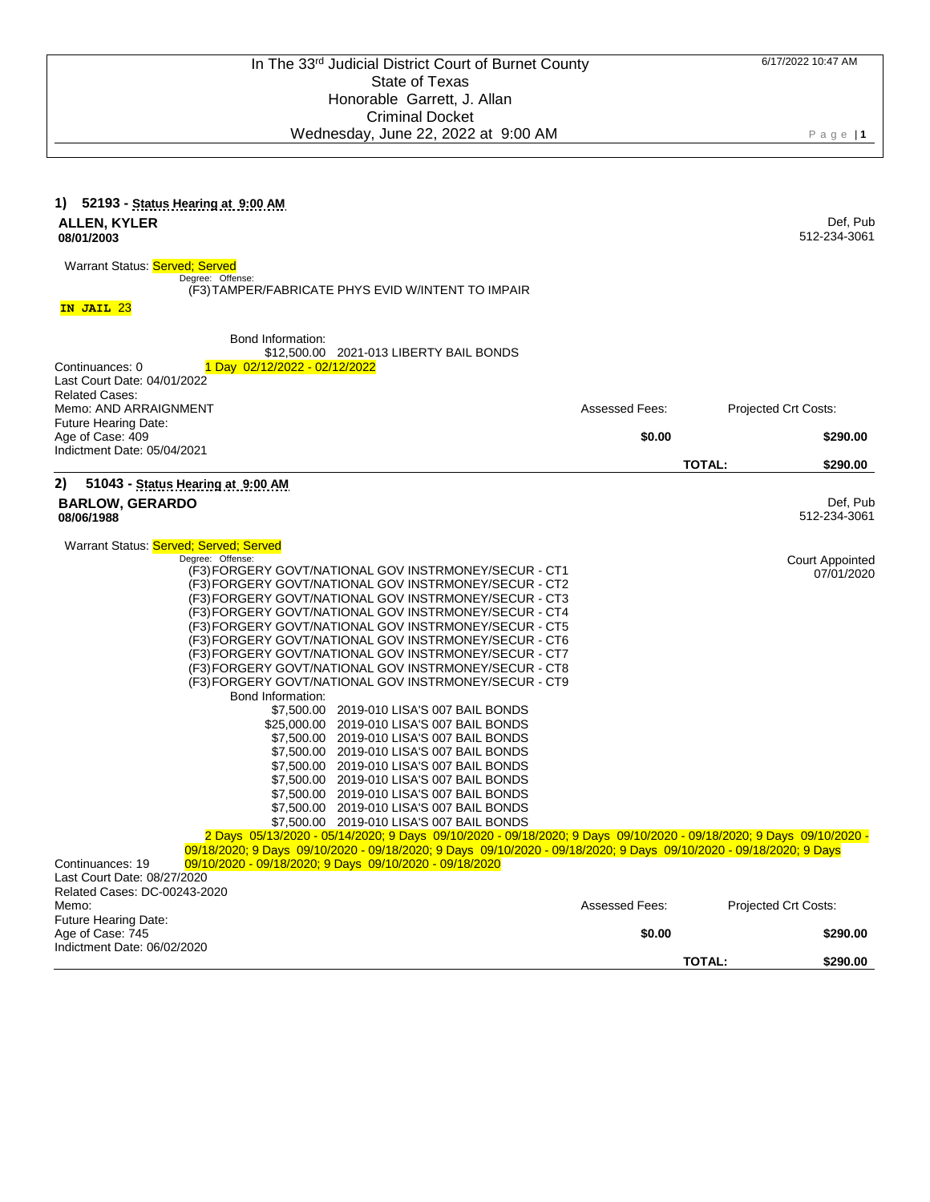In The 33rd Judicial District Court of Burnet County
State of Texas
Honorable Garrett, J. Allan
Criminal Docket
Wednesday, June 22, 2022 at 9:00 AM

6/17/2022 10:47 AM

**1) 52193 - Status Hearing at 9:00 AM**

**ALLEN, KYLER** — Def, Pub 512-234-3061
**08/01/2003**

Warrant Status: Served; Served

Degree: Offense:
(F3)TAMPER/FABRICATE PHYS EVID W/INTENT TO IMPAIR

**IN JAIL** 23

Bond Information:
$12,500.00 2021-013 LIBERTY BAIL BONDS
1 Day 02/12/2022 - 02/12/2022

Continuances: 0
Last Court Date: 04/01/2022
Related Cases:
Memo: AND ARRAIGNMENT
Future Hearing Date:
Age of Case: 409
Indictment Date: 05/04/2021

| Assessed Fees: | Projected Crt Costs: |
|---|---|
| $0.00 | $290.00 |
| **TOTAL:** | **$290.00** |

**2) 51043 - Status Hearing at 9:00 AM**

**BARLOW, GERARDO** — Def, Pub 512-234-3061
**08/06/1988**

Warrant Status: Served; Served; Served

Court Appointed 07/01/2020

Degree: Offense:
(F3)FORGERY GOVT/NATIONAL GOV INSTRMONEY/SECUR - CT1
(F3)FORGERY GOVT/NATIONAL GOV INSTRMONEY/SECUR - CT2
(F3)FORGERY GOVT/NATIONAL GOV INSTRMONEY/SECUR - CT3
(F3)FORGERY GOVT/NATIONAL GOV INSTRMONEY/SECUR - CT4
(F3)FORGERY GOVT/NATIONAL GOV INSTRMONEY/SECUR - CT5
(F3)FORGERY GOVT/NATIONAL GOV INSTRMONEY/SECUR - CT6
(F3)FORGERY GOVT/NATIONAL GOV INSTRMONEY/SECUR - CT7
(F3)FORGERY GOVT/NATIONAL GOV INSTRMONEY/SECUR - CT8
(F3)FORGERY GOVT/NATIONAL GOV INSTRMONEY/SECUR - CT9

Bond Information:
$7,500.00 2019-010 LISA'S 007 BAIL BONDS
$25,000.00 2019-010 LISA'S 007 BAIL BONDS
$7,500.00 2019-010 LISA'S 007 BAIL BONDS
$7,500.00 2019-010 LISA'S 007 BAIL BONDS
$7,500.00 2019-010 LISA'S 007 BAIL BONDS
$7,500.00 2019-010 LISA'S 007 BAIL BONDS
$7,500.00 2019-010 LISA'S 007 BAIL BONDS
$7,500.00 2019-010 LISA'S 007 BAIL BONDS
$7,500.00 2019-010 LISA'S 007 BAIL BONDS

2 Days 05/13/2020 - 05/14/2020; 9 Days 09/10/2020 - 09/18/2020; 9 Days 09/10/2020 - 09/18/2020; 9 Days 09/10/2020 - 09/18/2020; 9 Days 09/10/2020 - 09/18/2020; 9 Days 09/10/2020 - 09/18/2020; 9 Days 09/10/2020 - 09/18/2020; 9 Days 09/10/2020 - 09/18/2020

Continuances: 19
Last Court Date: 08/27/2020
Related Cases: DC-00243-2020
Memo:
Future Hearing Date:
Age of Case: 745
Indictment Date: 06/02/2020

| Assessed Fees: | Projected Crt Costs: |
|---|---|
| $0.00 | $290.00 |
| **TOTAL:** | **$290.00** |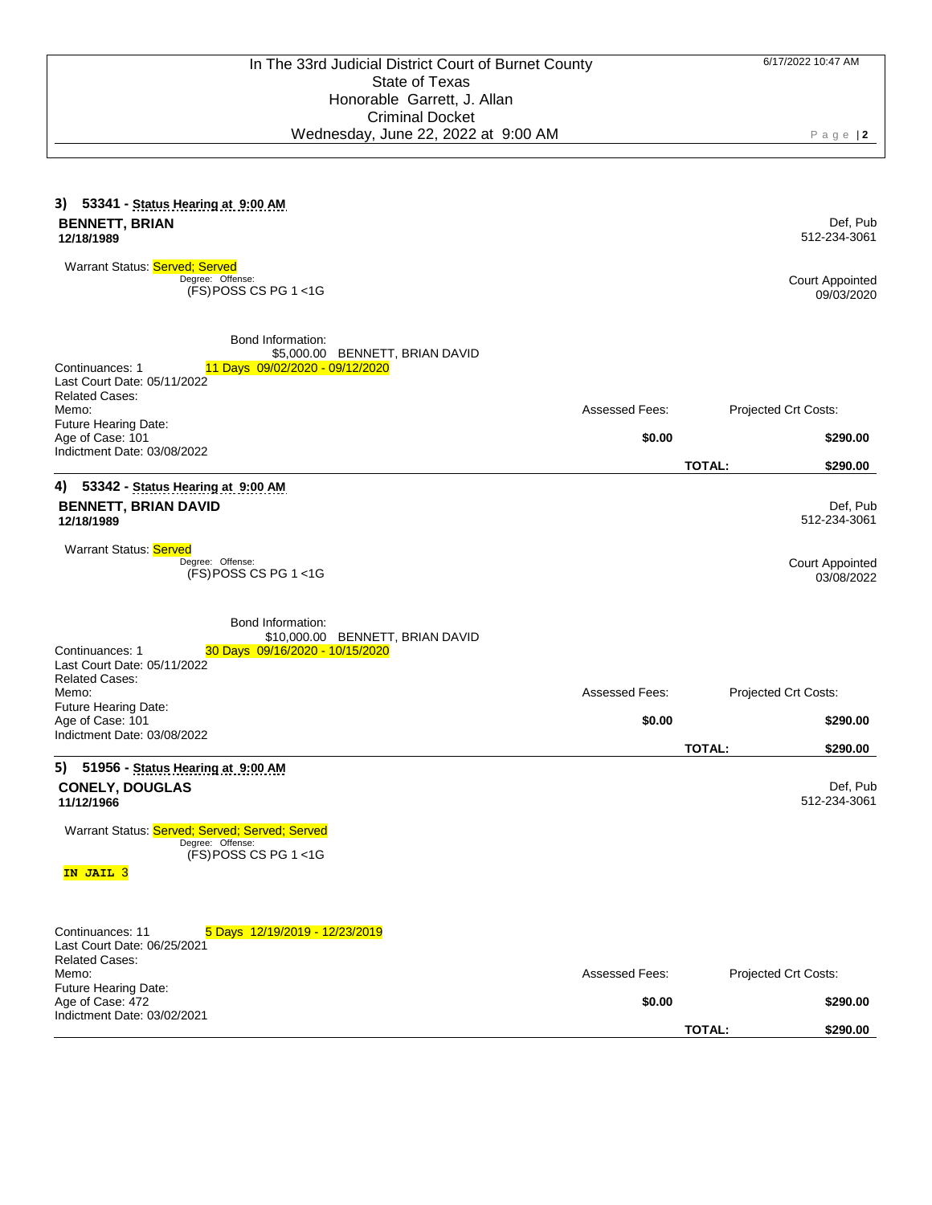In The 33rd Judicial District Court of Burnet County
State of Texas
Honorable Garrett, J. Allan
Criminal Docket
Wednesday, June 22, 2022 at 9:00 AM

6/17/2022 10:47 AM

### 3) 53341 - Status Hearing at 9:00 AM

**BENNETT, BRIAN**
**12/18/1989**

Def, Pub
512-234-3061

Warrant Status: Served; Served

Degree: Offense:
(FS)POSS CS PG 1 <1G

Court Appointed
09/03/2020

Bond Information:
$5,000.00 BENNETT, BRIAN DAVID

Continuances: 1 — 11 Days 09/02/2020 - 09/12/2020
Last Court Date: 05/11/2022
Related Cases:
Memo:
Future Hearing Date:
Age of Case: 101
Indictment Date: 03/08/2022

| Assessed Fees: | Projected Crt Costs: |
|---|---|
| **$0.00** | **$290.00** |
| **TOTAL:** | **$290.00** |

### 4) 53342 - Status Hearing at 9:00 AM

**BENNETT, BRIAN DAVID**
**12/18/1989**

Def, Pub
512-234-3061

Warrant Status: Served

Degree: Offense:
(FS)POSS CS PG 1 <1G

Court Appointed
03/08/2022

Bond Information:
$10,000.00 BENNETT, BRIAN DAVID

Continuances: 1 — 30 Days 09/16/2020 - 10/15/2020
Last Court Date: 05/11/2022
Related Cases:
Memo:
Future Hearing Date:
Age of Case: 101
Indictment Date: 03/08/2022

| Assessed Fees: | Projected Crt Costs: |
|---|---|
| **$0.00** | **$290.00** |
| **TOTAL:** | **$290.00** |

### 5) 51956 - Status Hearing at 9:00 AM

**CONELY, DOUGLAS**
**11/12/1966**

Def, Pub
512-234-3061

Warrant Status: Served; Served; Served; Served

Degree: Offense:
(FS)POSS CS PG 1 <1G

**IN JAIL** 3

Continuances: 11 — 5 Days 12/19/2019 - 12/23/2019
Last Court Date: 06/25/2021
Related Cases:
Memo:
Future Hearing Date:
Age of Case: 472
Indictment Date: 03/02/2021

| Assessed Fees: | Projected Crt Costs: |
|---|---|
| **$0.00** | **$290.00** |
| **TOTAL:** | **$290.00** |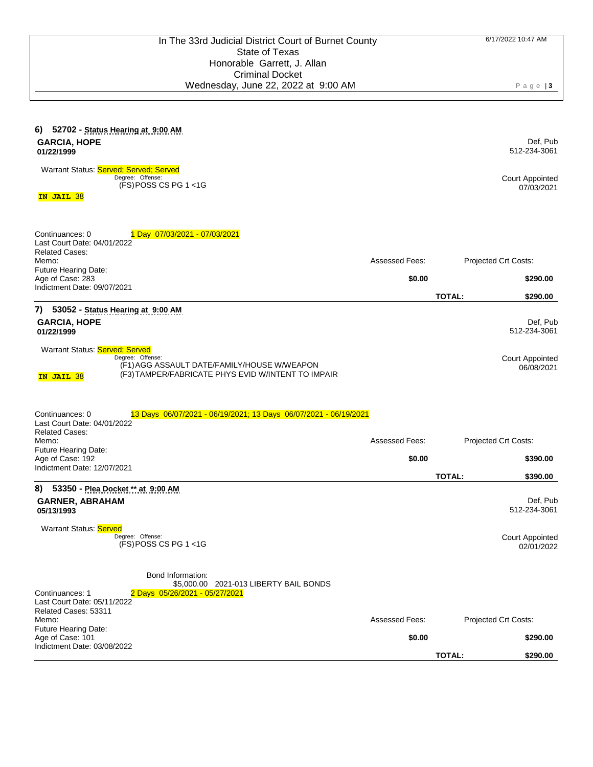In The 33rd Judicial District Court of Burnet County
State of Texas
Honorable Garrett, J. Allan
Criminal Docket
Wednesday, June 22, 2022 at 9:00 AM

6/17/2022 10:47 AM

---

### 6) 52702 - Status Hearing at 9:00 AM

**GARCIA, HOPE** — Def, Pub 512-234-3061
**01/22/1999**

Warrant Status: Served; Served; Served

Degree: Offense:
(FS)POSS CS PG 1 <1G

Court Appointed 07/03/2021

**IN JAIL** 38

Continuances: 0 — 1 Day 07/03/2021 - 07/03/2021
Last Court Date: 04/01/2022
Related Cases:
Memo:
Future Hearing Date:
Age of Case: 283
Indictment Date: 09/07/2021

| Assessed Fees: | Projected Crt Costs: |
|---|---|
| **$0.00** | **$290.00** |
| **TOTAL:** | **$290.00** |

---

### 7) 53052 - Status Hearing at 9:00 AM

**GARCIA, HOPE** — Def, Pub 512-234-3061
**01/22/1999**

Warrant Status: Served; Served

Degree: Offense:
(F1)AGG ASSAULT DATE/FAMILY/HOUSE W/WEAPON
(F3)TAMPER/FABRICATE PHYS EVID W/INTENT TO IMPAIR

Court Appointed 06/08/2021

**IN JAIL** 38

Continuances: 0 — 13 Days 06/07/2021 - 06/19/2021; 13 Days 06/07/2021 - 06/19/2021
Last Court Date: 04/01/2022
Related Cases:
Memo:
Future Hearing Date:
Age of Case: 192
Indictment Date: 12/07/2021

| Assessed Fees: | Projected Crt Costs: |
|---|---|
| **$0.00** | **$390.00** |
| **TOTAL:** | **$390.00** |

---

### 8) 53350 - Plea Docket ** at 9:00 AM

**GARNER, ABRAHAM** — Def, Pub 512-234-3061
**05/13/1993**

Warrant Status: Served

Degree: Offense:
(FS)POSS CS PG 1 <1G

Court Appointed 02/01/2022

Bond Information:
$5,000.00 2021-013 LIBERTY BAIL BONDS

Continuances: 1 — 2 Days 05/26/2021 - 05/27/2021
Last Court Date: 05/11/2022
Related Cases: 53311
Memo:
Future Hearing Date:
Age of Case: 101
Indictment Date: 03/08/2022

| Assessed Fees: | Projected Crt Costs: |
|---|---|
| **$0.00** | **$290.00** |
| **TOTAL:** | **$290.00** |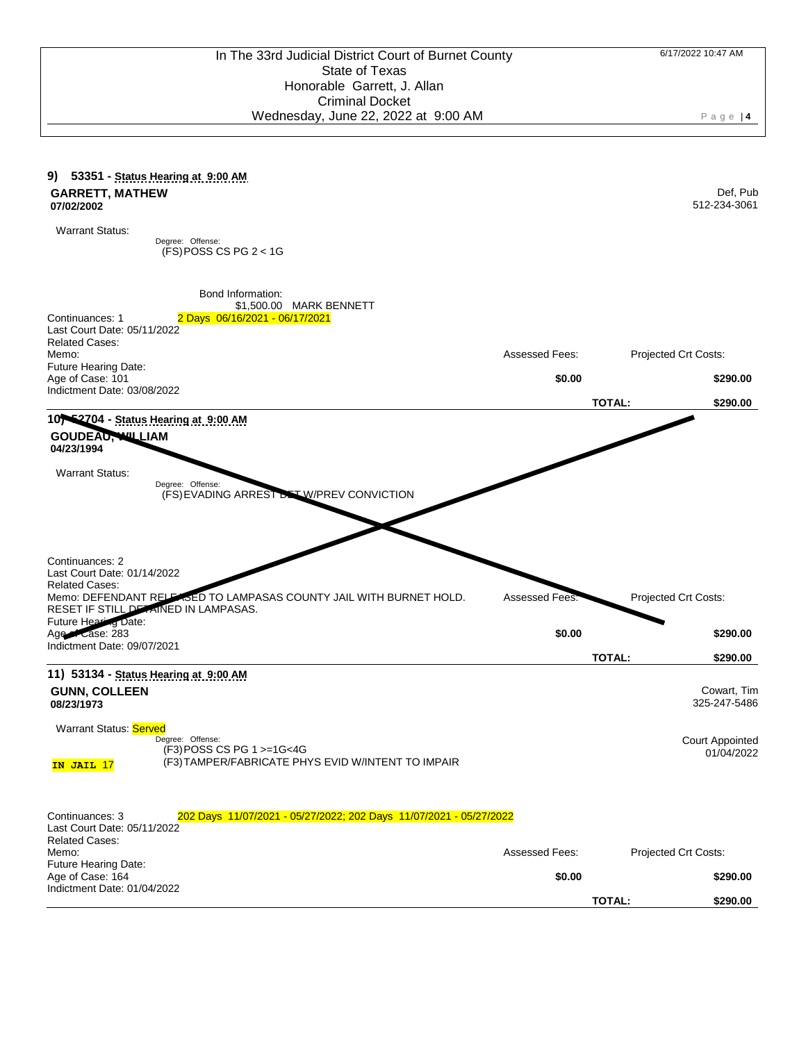In The 33rd Judicial District Court of Burnet County
State of Texas
Honorable Garrett, J. Allan
Criminal Docket
Wednesday, June 22, 2022 at 9:00 AM

6/17/2022 10:47 AM

---

**9) 53351 - Status Hearing at 9:00 AM**

**GARRETT, MATHEW** — Def, Pub 512-234-3061
**07/02/2002**

Warrant Status:

Degree: Offense:
(FS)POSS CS PG 2 < 1G

Bond Information:
$1,500.00 MARK BENNETT

Continuances: 1 — 2 Days 06/16/2021 - 06/17/2021
Last Court Date: 05/11/2022
Related Cases:
Memo:
Future Hearing Date:
Age of Case: 101
Indictment Date: 03/08/2022

| Assessed Fees: | Projected Crt Costs: |
|---|---|
| $0.00 | $290.00 |
| **TOTAL:** | **$290.00** |

---

**10) 52704 - Status Hearing at 9:00 AM**

**GOUDEAU, WILLIAM**
**04/23/1994**

Warrant Status:

Degree: Offense:
(FS)EVADING ARREST DET W/PREV CONVICTION

Continuances: 2
Last Court Date: 01/14/2022
Related Cases:
Memo: DEFENDANT RELEASED TO LAMPASAS COUNTY JAIL WITH BURNET HOLD. RESET IF STILL DETAINED IN LAMPASAS.
Future Hearing Date:
Age of Case: 283
Indictment Date: 09/07/2021

| Assessed Fees: | Projected Crt Costs: |
|---|---|
| $0.00 | $290.00 |
| **TOTAL:** | **$290.00** |

---

**11) 53134 - Status Hearing at 9:00 AM**

**GUNN, COLLEEN** — Cowart, Tim 325-247-5486
**08/23/1973**

Warrant Status: Served

Court Appointed 01/04/2022

**IN JAIL** 17

Degree: Offense:
(F3)POSS CS PG 1 >=1G<4G
(F3)TAMPER/FABRICATE PHYS EVID W/INTENT TO IMPAIR

Continuances: 3 — 202 Days 11/07/2021 - 05/27/2022; 202 Days 11/07/2021 - 05/27/2022
Last Court Date: 05/11/2022
Related Cases:
Memo:
Future Hearing Date:
Age of Case: 164
Indictment Date: 01/04/2022

| Assessed Fees: | Projected Crt Costs: |
|---|---|
| $0.00 | $290.00 |
| **TOTAL:** | **$290.00** |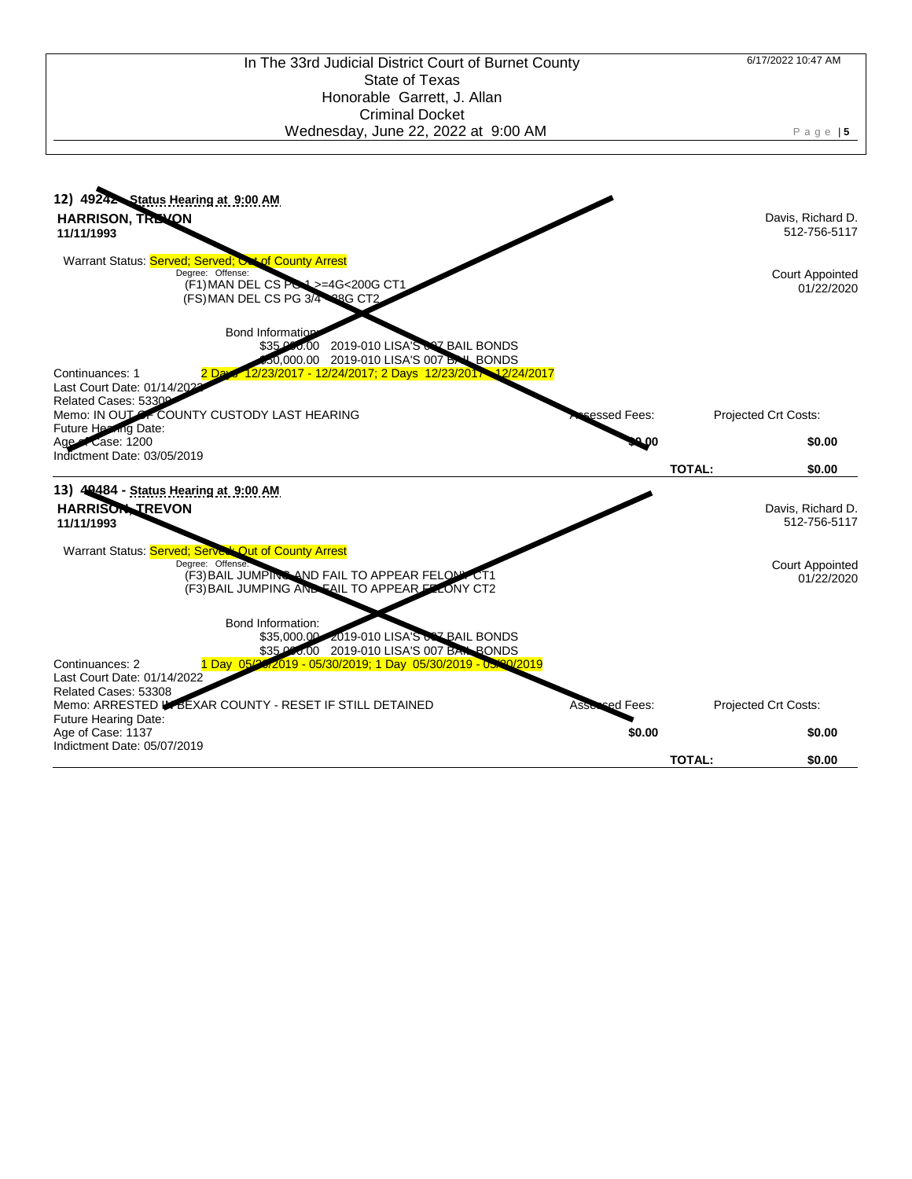In The 33rd Judicial District Court of Burnet County
State of Texas
Honorable Garrett, J. Allan
Criminal Docket
Wednesday, June 22, 2022 at 9:00 AM

6/17/2022 10:47 AM

---

**12) 49242 - Status Hearing at 9:00 AM**

**HARRISON, TREVON**
**11/11/1993**

Davis, Richard D.
512-756-5117

Warrant Status: Served; Served; Out of County Arrest

Court Appointed
01/22/2020

Degree: Offense:
(F1) MAN DEL CS PG 1 >=4G<200G CT1
(FS) MAN DEL CS PG 3/4 <28G CT2

Bond Information:
$35,000.00 2019-010 LISA'S 007 BAIL BONDS
$50,000.00 2019-010 LISA'S 007 BAIL BONDS

Continuances: 1 — 2 Days 12/23/2017 - 12/24/2017; 2 Days 12/23/2017 - 12/24/2017
Last Court Date: 01/14/2022
Related Cases: 53309
Memo: IN OUT OF COUNTY CUSTODY LAST HEARING
Future Hearing Date:
Age of Case: 1200
Indictment Date: 03/05/2019

| Assessed Fees: | Projected Crt Costs: |
|---|---|
| $0.00 | $0.00 |
| **TOTAL:** | **$0.00** |

---

**13) 49484 - Status Hearing at 9:00 AM**

**HARRISON, TREVON**
**11/11/1993**

Davis, Richard D.
512-756-5117

Warrant Status: Served; Served; Out of County Arrest

Court Appointed
01/22/2020

Degree: Offense:
(F3) BAIL JUMPING AND FAIL TO APPEAR FELONY CT1
(F3) BAIL JUMPING AND FAIL TO APPEAR FELONY CT2

Bond Information:
$35,000.00 2019-010 LISA'S 007 BAIL BONDS
$35,000.00 2019-010 LISA'S 007 BAIL BONDS

Continuances: 2 — 1 Day 05/29/2019 - 05/30/2019; 1 Day 05/29/2019 - 05/30/2019
Last Court Date: 01/14/2022
Related Cases: 53308
Memo: ARRESTED IN BEXAR COUNTY - RESET IF STILL DETAINED
Future Hearing Date:
Age of Case: 1137
Indictment Date: 05/07/2019

| Assessed Fees: | Projected Crt Costs: |
|---|---|
| $0.00 | $0.00 |
| **TOTAL:** | **$0.00** |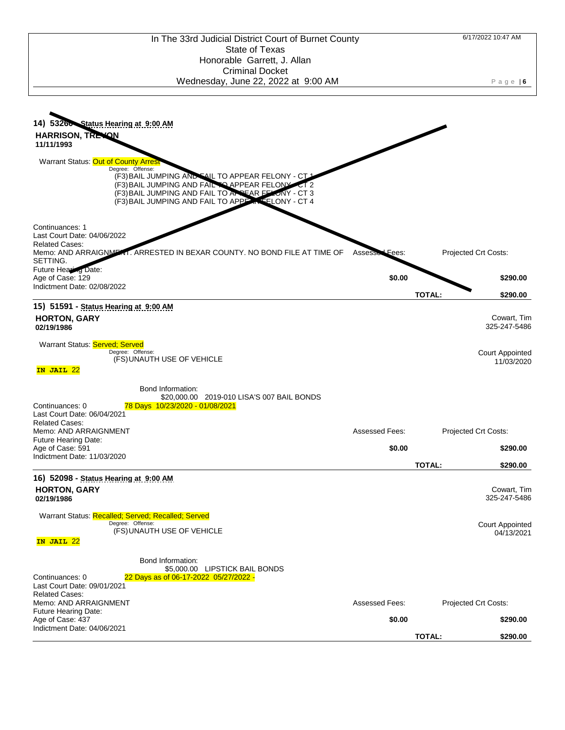In The 33rd Judicial District Court of Burnet County
State of Texas
Honorable Garrett, J. Allan
Criminal Docket
Wednesday, June 22, 2022 at 9:00 AM

6/17/2022 10:47 AM

---

**14) 53260 - Status Hearing at 9:00 AM**

**HARRISON, TREVON**
**11/11/1993**

Warrant Status: Out of County Arrest

Degree: Offense:
(F3) BAIL JUMPING AND FAIL TO APPEAR FELONY - CT 1
(F3) BAIL JUMPING AND FAIL TO APPEAR FELONY - CT 2
(F3) BAIL JUMPING AND FAIL TO APPEAR FELONY - CT 3
(F3) BAIL JUMPING AND FAIL TO APPEAR FELONY - CT 4

Continuances: 1
Last Court Date: 04/06/2022
Related Cases:
Memo: AND ARRAIGNMENT. ARRESTED IN BEXAR COUNTY. NO BOND FILE AT TIME OF SETTING.
Future Hearing Date:
Age of Case: 129
Indictment Date: 02/08/2022

| Assessed Fees: | | Projected Crt Costs: |
|---|---|---|
| $0.00 | | $290.00 |
| | TOTAL: | $290.00 |

---

**15) 51591 - Status Hearing at 9:00 AM**

**HORTON, GARY**
**02/19/1986**

Cowart, Tim
325-247-5486

Warrant Status: Served; Served

Degree: Offense:
(FS) UNAUTH USE OF VEHICLE

Court Appointed
11/03/2020

**IN JAIL** 22

Bond Information:
$20,000.00 2019-010 LISA'S 007 BAIL BONDS
78 Days 10/23/2020 - 01/08/2021

Continuances: 0
Last Court Date: 06/04/2021
Related Cases:
Memo: AND ARRAIGNMENT
Future Hearing Date:
Age of Case: 591
Indictment Date: 11/03/2020

| Assessed Fees: | | Projected Crt Costs: |
|---|---|---|
| $0.00 | | $290.00 |
| | TOTAL: | $290.00 |

---

**16) 52098 - Status Hearing at 9:00 AM**

**HORTON, GARY**
**02/19/1986**

Cowart, Tim
325-247-5486

Warrant Status: Recalled; Served; Recalled; Served

Degree: Offense:
(FS) UNAUTH USE OF VEHICLE

Court Appointed
04/13/2021

**IN JAIL** 22

Bond Information:
$5,000.00 LIPSTICK BAIL BONDS
22 Days as of 06-17-2022 05/27/2022 -

Continuances: 0
Last Court Date: 09/01/2021
Related Cases:
Memo: AND ARRAIGNMENT
Future Hearing Date:
Age of Case: 437
Indictment Date: 04/06/2021

| Assessed Fees: | | Projected Crt Costs: |
|---|---|---|
| $0.00 | | $290.00 |
| | TOTAL: | $290.00 |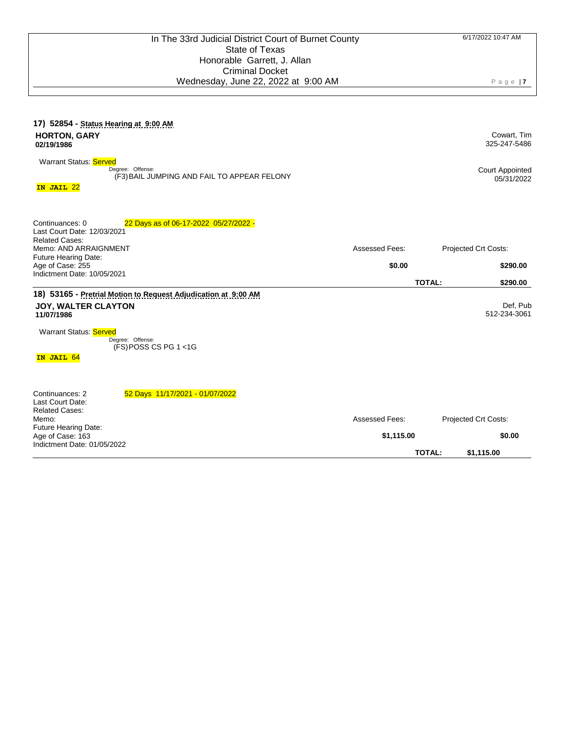### 17) 52854 - Status Hearing at 9:00 AM

**HORTON, GARY**
**02/19/1986**

Cowart, Tim
325-247-5486

Warrant Status: Served

Degree: Offense:
(F3) BAIL JUMPING AND FAIL TO APPEAR FELONY

Court Appointed
05/31/2022

**IN JAIL 22**

Continuances: 0 — 22 Days as of 06-17-2022 05/27/2022 -
Last Court Date: 12/03/2021
Related Cases:
Memo: AND ARRAIGNMENT
Future Hearing Date:
Age of Case: 255
Indictment Date: 10/05/2021

| Assessed Fees: | Projected Crt Costs: |
|---|---|
| **$0.00** | **$290.00** |
| **TOTAL:** | **$290.00** |

### 18) 53165 - Pretrial Motion to Request Adjudication at 9:00 AM

**JOY, WALTER CLAYTON**
**11/07/1986**

Def, Pub
512-234-3061

Warrant Status: Served

Degree: Offense:
(FS) POSS CS PG 1 <1G

**IN JAIL 64**

Continuances: 2 — 52 Days 11/17/2021 - 01/07/2022
Last Court Date:
Related Cases:
Memo:
Future Hearing Date:
Age of Case: 163
Indictment Date: 01/05/2022

| Assessed Fees: | Projected Crt Costs: |
|---|---|
| **$1,115.00** | **$0.00** |
| **TOTAL:** | **$1,115.00** |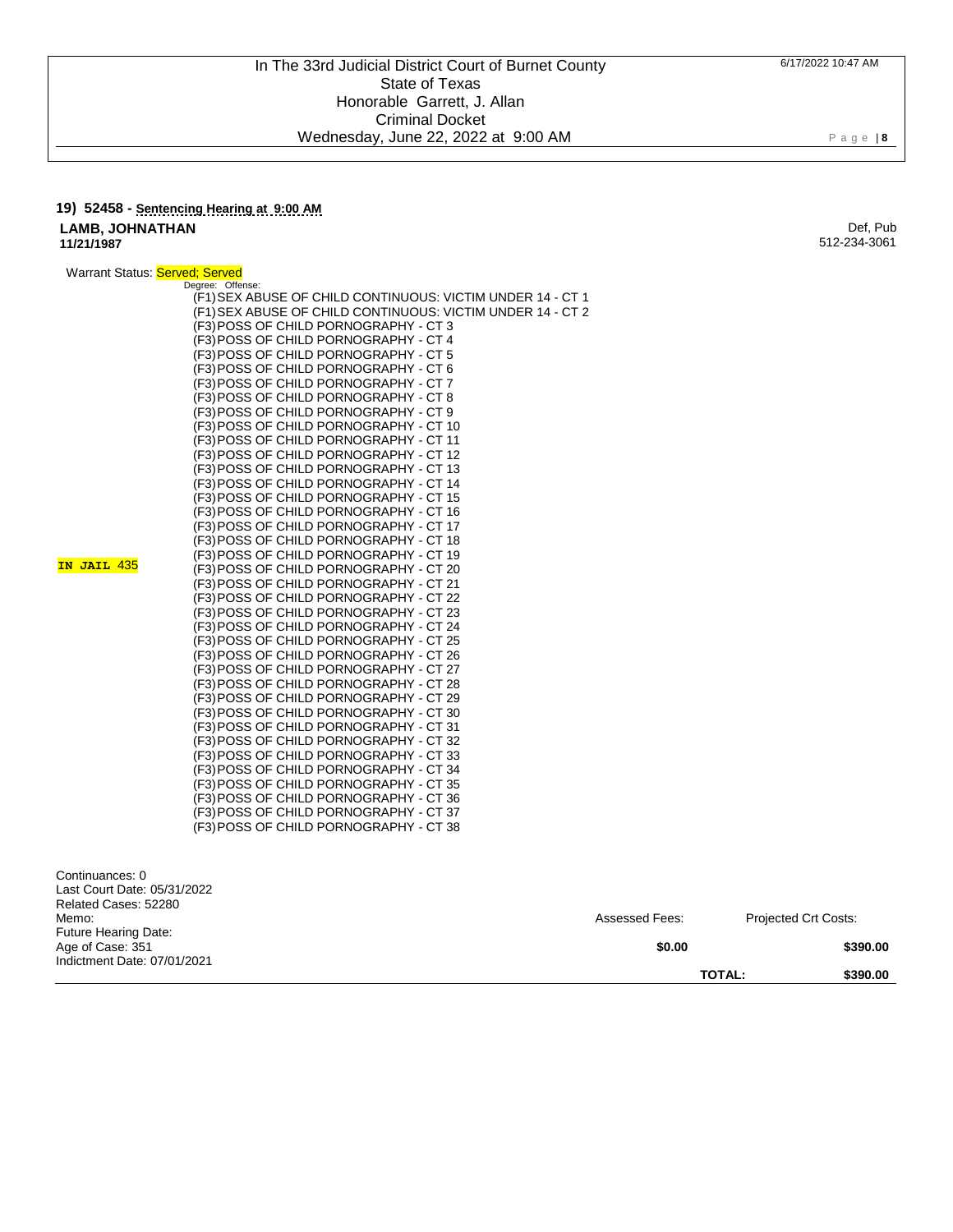In The 33rd Judicial District Court of Burnet County
State of Texas
Honorable Garrett, J. Allan
Criminal Docket
Wednesday, June 22, 2022 at 9:00 AM

6/17/2022 10:47 AM

**19) 52458 - Sentencing Hearing at 9:00 AM**

**LAMB, JOHNATHAN** — Def, Pub
**11/21/1987** — 512-234-3061

Warrant Status: Served; Served

**IN JAIL** 435

Degree: Offense:
(F1) SEX ABUSE OF CHILD CONTINUOUS: VICTIM UNDER 14 - CT 1
(F1) SEX ABUSE OF CHILD CONTINUOUS: VICTIM UNDER 14 - CT 2
(F3) POSS OF CHILD PORNOGRAPHY - CT 3
(F3) POSS OF CHILD PORNOGRAPHY - CT 4
(F3) POSS OF CHILD PORNOGRAPHY - CT 5
(F3) POSS OF CHILD PORNOGRAPHY - CT 6
(F3) POSS OF CHILD PORNOGRAPHY - CT 7
(F3) POSS OF CHILD PORNOGRAPHY - CT 8
(F3) POSS OF CHILD PORNOGRAPHY - CT 9
(F3) POSS OF CHILD PORNOGRAPHY - CT 10
(F3) POSS OF CHILD PORNOGRAPHY - CT 11
(F3) POSS OF CHILD PORNOGRAPHY - CT 12
(F3) POSS OF CHILD PORNOGRAPHY - CT 13
(F3) POSS OF CHILD PORNOGRAPHY - CT 14
(F3) POSS OF CHILD PORNOGRAPHY - CT 15
(F3) POSS OF CHILD PORNOGRAPHY - CT 16
(F3) POSS OF CHILD PORNOGRAPHY - CT 17
(F3) POSS OF CHILD PORNOGRAPHY - CT 18
(F3) POSS OF CHILD PORNOGRAPHY - CT 19
(F3) POSS OF CHILD PORNOGRAPHY - CT 20
(F3) POSS OF CHILD PORNOGRAPHY - CT 21
(F3) POSS OF CHILD PORNOGRAPHY - CT 22
(F3) POSS OF CHILD PORNOGRAPHY - CT 23
(F3) POSS OF CHILD PORNOGRAPHY - CT 24
(F3) POSS OF CHILD PORNOGRAPHY - CT 25
(F3) POSS OF CHILD PORNOGRAPHY - CT 26
(F3) POSS OF CHILD PORNOGRAPHY - CT 27
(F3) POSS OF CHILD PORNOGRAPHY - CT 28
(F3) POSS OF CHILD PORNOGRAPHY - CT 29
(F3) POSS OF CHILD PORNOGRAPHY - CT 30
(F3) POSS OF CHILD PORNOGRAPHY - CT 31
(F3) POSS OF CHILD PORNOGRAPHY - CT 32
(F3) POSS OF CHILD PORNOGRAPHY - CT 33
(F3) POSS OF CHILD PORNOGRAPHY - CT 34
(F3) POSS OF CHILD PORNOGRAPHY - CT 35
(F3) POSS OF CHILD PORNOGRAPHY - CT 36
(F3) POSS OF CHILD PORNOGRAPHY - CT 37
(F3) POSS OF CHILD PORNOGRAPHY - CT 38

Continuances: 0
Last Court Date: 05/31/2022
Related Cases: 52280
Memo:
Future Hearing Date:
Age of Case: 351
Indictment Date: 07/01/2021

| Assessed Fees: | Projected Crt Costs: |
|---|---|
| **$0.00** | **$390.00** |
| **TOTAL:** | **$390.00** |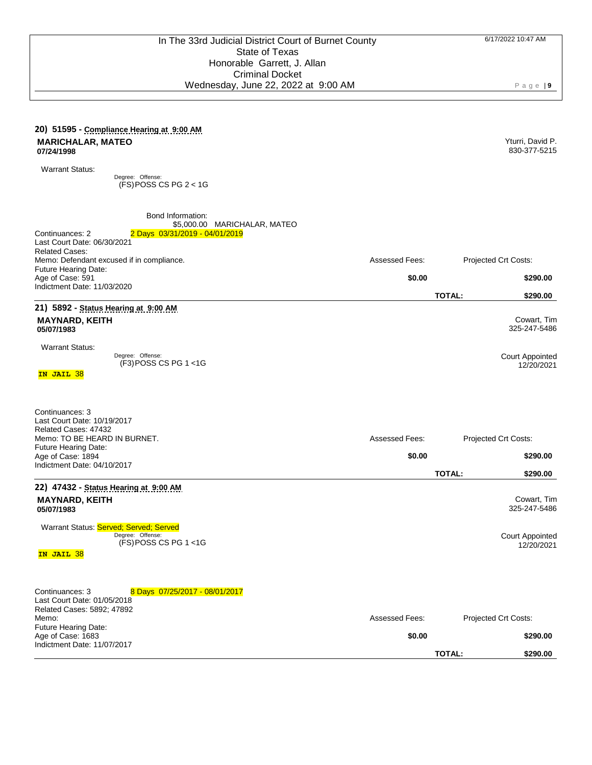## 20) 51595 - Compliance Hearing at 9:00 AM

**MARICHALAR, MATEO**
**07/24/1998**

Yturri, David P.
830-377-5215

Warrant Status:

Degree: Offense:
(FS)POSS CS PG 2 < 1G

Bond Information:
$5,000.00 MARICHALAR, MATEO

Continuances: 2 — 2 Days 03/31/2019 - 04/01/2019
Last Court Date: 06/30/2021
Related Cases:
Memo: Defendant excused if in compliance.
Future Hearing Date:
Age of Case: 591
Indictment Date: 11/03/2020

| Assessed Fees: | Projected Crt Costs: |
|---|---|
| $0.00 | $290.00 |
| **TOTAL:** | **$290.00** |

## 21) 5892 - Status Hearing at 9:00 AM

**MAYNARD, KEITH**
**05/07/1983**

Cowart, Tim
325-247-5486

Warrant Status:

Degree: Offense:
(F3)POSS CS PG 1 <1G

Court Appointed
12/20/2021

**IN JAIL** 38

Continuances: 3
Last Court Date: 10/19/2017
Related Cases: 47432
Memo: TO BE HEARD IN BURNET.
Future Hearing Date:
Age of Case: 1894
Indictment Date: 04/10/2017

| Assessed Fees: | Projected Crt Costs: |
|---|---|
| $0.00 | $290.00 |
| **TOTAL:** | **$290.00** |

## 22) 47432 - Status Hearing at 9:00 AM

**MAYNARD, KEITH**
**05/07/1983**

Cowart, Tim
325-247-5486

Warrant Status: Served; Served; Served

Degree: Offense:
(FS)POSS CS PG 1 <1G

Court Appointed
12/20/2021

**IN JAIL** 38

Continuances: 3 — 8 Days 07/25/2017 - 08/01/2017
Last Court Date: 01/05/2018
Related Cases: 5892; 47892
Memo:
Future Hearing Date:
Age of Case: 1683
Indictment Date: 11/07/2017

| Assessed Fees: | Projected Crt Costs: |
|---|---|
| $0.00 | $290.00 |
| **TOTAL:** | **$290.00** |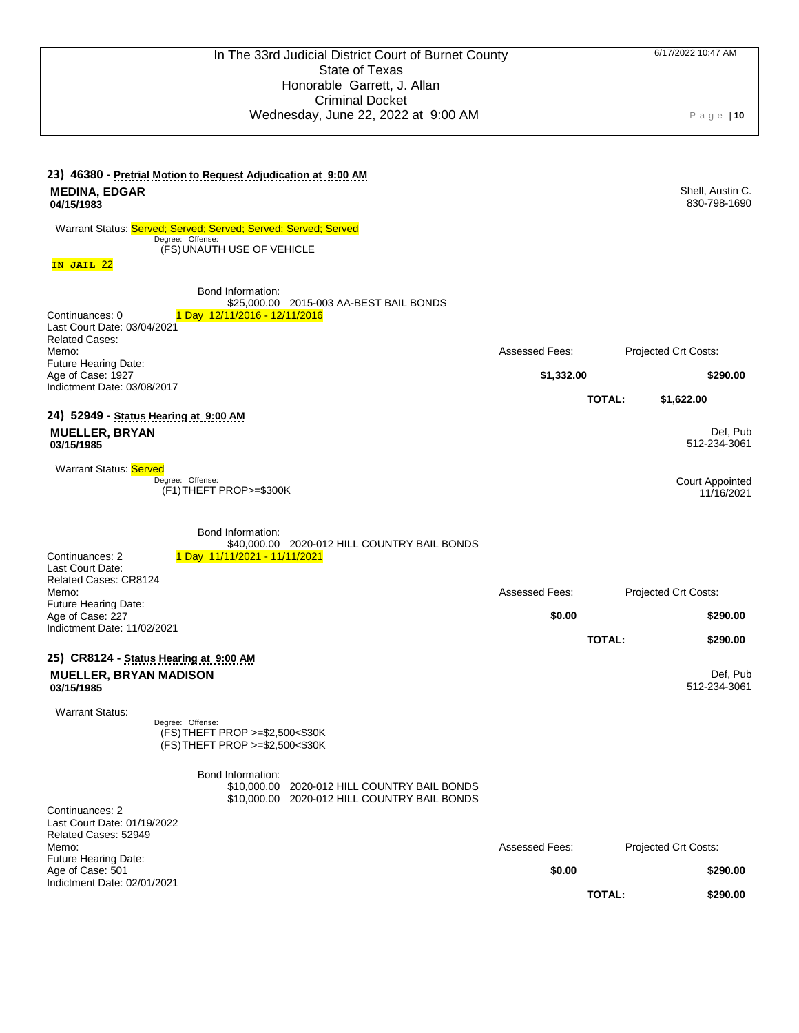In The 33rd Judicial District Court of Burnet County
State of Texas
Honorable Garrett, J. Allan
Criminal Docket
Wednesday, June 22, 2022 at 9:00 AM

6/17/2022 10:47 AM

### 23) 46380 - Pretrial Motion to Request Adjudication at 9:00 AM

**MEDINA, EDGAR**
**04/15/1983**

Shell, Austin C.
830-798-1690

Warrant Status: Served; Served; Served; Served; Served; Served

Degree: Offense:
(FS)UNAUTH USE OF VEHICLE

**IN JAIL** 22

Bond Information:
$25,000.00 2015-003 AA-BEST BAIL BONDS
1 Day 12/11/2016 - 12/11/2016

Continuances: 0
Last Court Date: 03/04/2021
Related Cases:
Memo:
Future Hearing Date:
Age of Case: 1927
Indictment Date: 03/08/2017

| Assessed Fees: | Projected Crt Costs: |
|---|---|
| **$1,332.00** | **$290.00** |
| **TOTAL:** | **$1,622.00** |

---

### 24) 52949 - Status Hearing at 9:00 AM

**MUELLER, BRYAN**
**03/15/1985**

Def, Pub
512-234-3061

Warrant Status: Served

Degree: Offense:
(F1)THEFT PROP>=$300K

Court Appointed
11/16/2021

Bond Information:
$40,000.00 2020-012 HILL COUNTRY BAIL BONDS
1 Day 11/11/2021 - 11/11/2021

Continuances: 2
Last Court Date:
Related Cases: CR8124
Memo:
Future Hearing Date:
Age of Case: 227
Indictment Date: 11/02/2021

| Assessed Fees: | Projected Crt Costs: |
|---|---|
| **$0.00** | **$290.00** |
| **TOTAL:** | **$290.00** |

---

### 25) CR8124 - Status Hearing at 9:00 AM

**MUELLER, BRYAN MADISON**
**03/15/1985**

Def, Pub
512-234-3061

Warrant Status:

Degree: Offense:
(FS)THEFT PROP >=$2,500<$30K
(FS)THEFT PROP >=$2,500<$30K

Bond Information:
$10,000.00 2020-012 HILL COUNTRY BAIL BONDS
$10,000.00 2020-012 HILL COUNTRY BAIL BONDS

Continuances: 2
Last Court Date: 01/19/2022
Related Cases: 52949
Memo:
Future Hearing Date:
Age of Case: 501
Indictment Date: 02/01/2021

| Assessed Fees: | Projected Crt Costs: |
|---|---|
| **$0.00** | **$290.00** |
| **TOTAL:** | **$290.00** |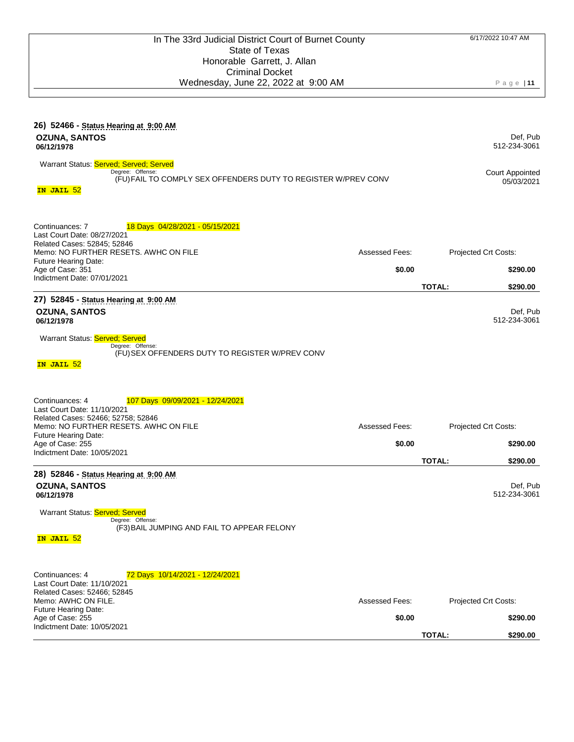In The 33rd Judicial District Court of Burnet County
State of Texas
Honorable Garrett, J. Allan
Criminal Docket
Wednesday, June 22, 2022 at 9:00 AM

6/17/2022 10:47 AM

### 26) 52466 - Status Hearing at 9:00 AM

**OZUNA, SANTOS** — Def, Pub
**06/12/1978** — 512-234-3061

Warrant Status: Served; Served; Served

Degree: Offense:
(FU) FAIL TO COMPLY SEX OFFENDERS DUTY TO REGISTER W/PREV CONV

Court Appointed
05/03/2021

**IN JAIL** 52

Continuances: 7 — 18 Days 04/28/2021 - 05/15/2021
Last Court Date: 08/27/2021
Related Cases: 52845; 52846
Memo: NO FURTHER RESETS. AWHC ON FILE
Future Hearing Date:
Age of Case: 351
Indictment Date: 07/01/2021

| Assessed Fees: | Projected Crt Costs: |
|---|---|
| **$0.00** | **$290.00** |
| **TOTAL:** | **$290.00** |

### 27) 52845 - Status Hearing at 9:00 AM

**OZUNA, SANTOS** — Def, Pub
**06/12/1978** — 512-234-3061

Warrant Status: Served; Served

Degree: Offense:
(FU) SEX OFFENDERS DUTY TO REGISTER W/PREV CONV

**IN JAIL** 52

Continuances: 4 — 107 Days 09/09/2021 - 12/24/2021
Last Court Date: 11/10/2021
Related Cases: 52466; 52758; 52846
Memo: NO FURTHER RESETS. AWHC ON FILE
Future Hearing Date:
Age of Case: 255
Indictment Date: 10/05/2021

| Assessed Fees: | Projected Crt Costs: |
|---|---|
| **$0.00** | **$290.00** |
| **TOTAL:** | **$290.00** |

### 28) 52846 - Status Hearing at 9:00 AM

**OZUNA, SANTOS** — Def, Pub
**06/12/1978** — 512-234-3061

Warrant Status: Served; Served

Degree: Offense:
(F3) BAIL JUMPING AND FAIL TO APPEAR FELONY

**IN JAIL** 52

Continuances: 4 — 72 Days 10/14/2021 - 12/24/2021
Last Court Date: 11/10/2021
Related Cases: 52466; 52845
Memo: AWHC ON FILE.
Future Hearing Date:
Age of Case: 255
Indictment Date: 10/05/2021

| Assessed Fees: | Projected Crt Costs: |
|---|---|
| **$0.00** | **$290.00** |
| **TOTAL:** | **$290.00** |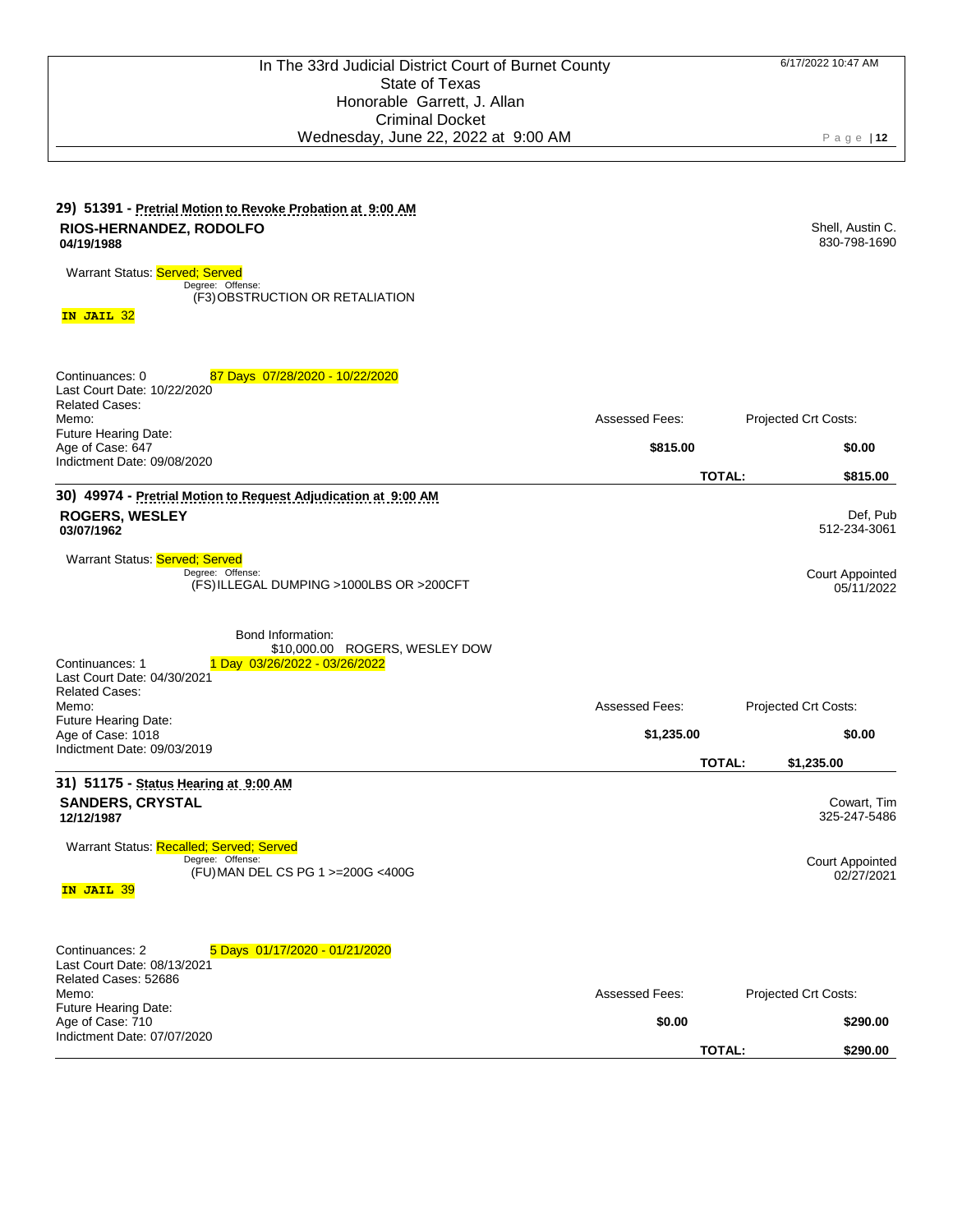In The 33rd Judicial District Court of Burnet County
State of Texas
Honorable Garrett, J. Allan
Criminal Docket
Wednesday, June 22, 2022 at 9:00 AM

6/17/2022 10:47 AM

---

**29) 51391 - Pretrial Motion to Revoke Probation at 9:00 AM**

**RIOS-HERNANDEZ, RODOLFO**
**04/19/1988**

Shell, Austin C.
830-798-1690

Warrant Status: Served; Served

Degree: Offense:
(F3) OBSTRUCTION OR RETALIATION

**IN JAIL** 32

Continuances: 0 — 87 Days 07/28/2020 - 10/22/2020
Last Court Date: 10/22/2020
Related Cases:
Memo:
Future Hearing Date:
Age of Case: 647
Indictment Date: 09/08/2020

| Assessed Fees: | Projected Crt Costs: |
|---|---|
| **$815.00** | **$0.00** |
| **TOTAL:** | **$815.00** |

---

**30) 49974 - Pretrial Motion to Request Adjudication at 9:00 AM**

**ROGERS, WESLEY**
**03/07/1962**

Def, Pub
512-234-3061

Warrant Status: Served; Served

Degree: Offense:
(FS) ILLEGAL DUMPING >1000LBS OR >200CFT

Court Appointed
05/11/2022

Bond Information:
$10,000.00 ROGERS, WESLEY DOW

Continuances: 1 — 1 Day 03/26/2022 - 03/26/2022
Last Court Date: 04/30/2021
Related Cases:
Memo:
Future Hearing Date:
Age of Case: 1018
Indictment Date: 09/03/2019

| Assessed Fees: | Projected Crt Costs: |
|---|---|
| **$1,235.00** | **$0.00** |
| **TOTAL:** | **$1,235.00** |

---

**31) 51175 - Status Hearing at 9:00 AM**

**SANDERS, CRYSTAL**
**12/12/1987**

Cowart, Tim
325-247-5486

Warrant Status: Recalled; Served; Served

Degree: Offense:
(FU) MAN DEL CS PG 1 >=200G <400G

Court Appointed
02/27/2021

**IN JAIL** 39

Continuances: 2 — 5 Days 01/17/2020 - 01/21/2020
Last Court Date: 08/13/2021
Related Cases: 52686
Memo:
Future Hearing Date:
Age of Case: 710
Indictment Date: 07/07/2020

| Assessed Fees: | Projected Crt Costs: |
|---|---|
| **$0.00** | **$290.00** |
| **TOTAL:** | **$290.00** |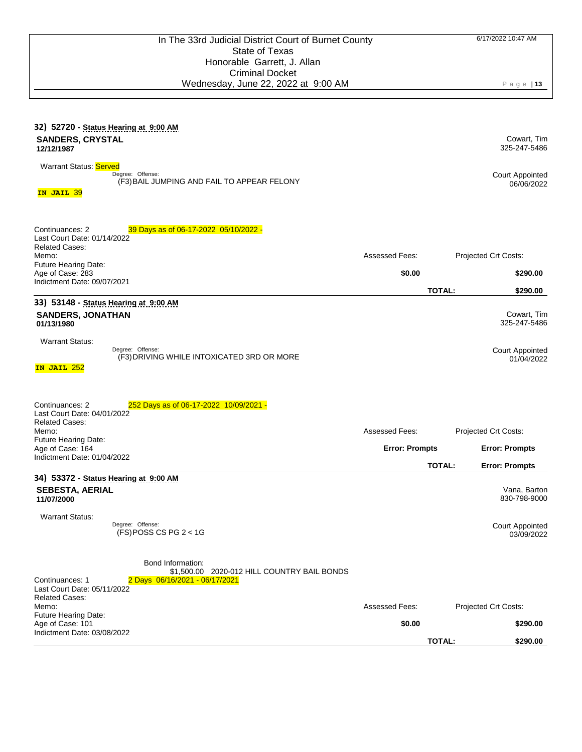In The 33rd Judicial District Court of Burnet County
State of Texas
Honorable Garrett, J. Allan
Criminal Docket
Wednesday, June 22, 2022 at 9:00 AM

6/17/2022 10:47 AM

---

**32) 52720 - Status Hearing at 9:00 AM**

**SANDERS, CRYSTAL**
**12/12/1987**

Cowart, Tim
325-247-5486

Warrant Status: Served

Degree: Offense:
(F3) BAIL JUMPING AND FAIL TO APPEAR FELONY

Court Appointed
06/06/2022

**IN JAIL** 39

Continuances: 2 — 39 Days as of 06-17-2022 05/10/2022 -
Last Court Date: 01/14/2022
Related Cases:
Memo:
Future Hearing Date:
Age of Case: 283
Indictment Date: 09/07/2021

| Assessed Fees: | Projected Crt Costs: |
|---|---|
| **$0.00** | **$290.00** |
| **TOTAL:** | **$290.00** |

---

**33) 53148 - Status Hearing at 9:00 AM**

**SANDERS, JONATHAN**
**01/13/1980**

Cowart, Tim
325-247-5486

Warrant Status:

Degree: Offense:
(F3) DRIVING WHILE INTOXICATED 3RD OR MORE

Court Appointed
01/04/2022

**IN JAIL** 252

Continuances: 2 — 252 Days as of 06-17-2022 10/09/2021 -
Last Court Date: 04/01/2022
Related Cases:
Memo:
Future Hearing Date:
Age of Case: 164
Indictment Date: 01/04/2022

| Assessed Fees: | Projected Crt Costs: |
|---|---|
| **Error: Prompts** | **Error: Prompts** |
| **TOTAL:** | **Error: Prompts** |

---

**34) 53372 - Status Hearing at 9:00 AM**

**SEBESTA, AERIAL**
**11/07/2000**

Vana, Barton
830-798-9000

Warrant Status:

Degree: Offense:
(FS) POSS CS PG 2 < 1G

Court Appointed
03/09/2022

Bond Information:
$1,500.00 2020-012 HILL COUNTRY BAIL BONDS

Continuances: 1 — 2 Days 06/16/2021 - 06/17/2021
Last Court Date: 05/11/2022
Related Cases:
Memo:
Future Hearing Date:
Age of Case: 101
Indictment Date: 03/08/2022

| Assessed Fees: | Projected Crt Costs: |
|---|---|
| **$0.00** | **$290.00** |
| **TOTAL:** | **$290.00** |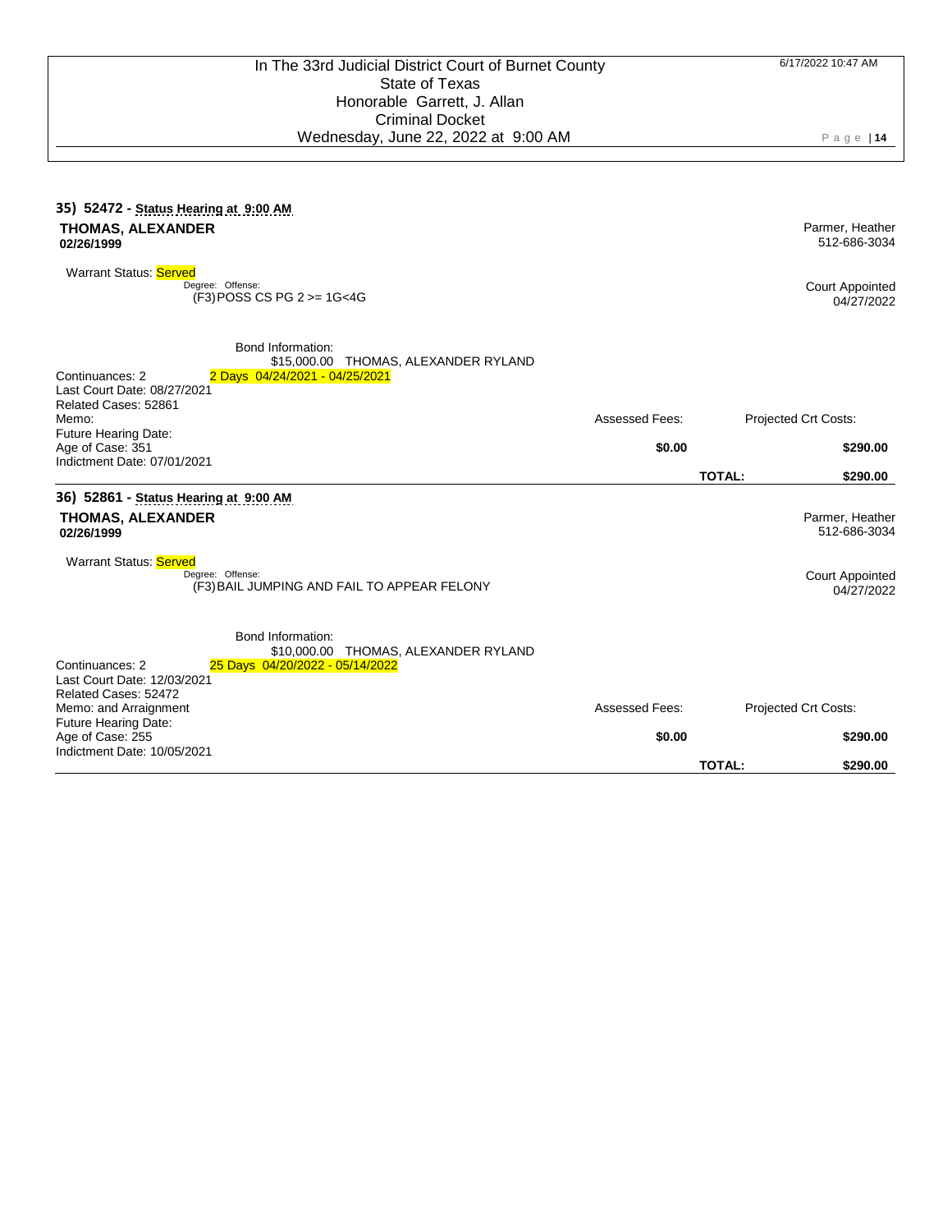In The 33rd Judicial District Court of Burnet County
State of Texas
Honorable Garrett, J. Allan
Criminal Docket
Wednesday, June 22, 2022 at 9:00 AM

6/17/2022 10:47 AM

### 35) 52472 - Status Hearing at 9:00 AM

**THOMAS, ALEXANDER**
**02/26/1999**

Parmer, Heather
512-686-3034

Warrant Status: Served

Degree: Offense:
(F3)POSS CS PG 2 >= 1G<4G

Court Appointed
04/27/2022

Bond Information:
$15,000.00 THOMAS, ALEXANDER RYLAND

Continuances: 2 — 2 Days 04/24/2021 - 04/25/2021
Last Court Date: 08/27/2021
Related Cases: 52861
Memo:
Future Hearing Date:
Age of Case: 351
Indictment Date: 07/01/2021

| Assessed Fees: | Projected Crt Costs: |
|---|---|
| **$0.00** | **$290.00** |
| **TOTAL:** | **$290.00** |

### 36) 52861 - Status Hearing at 9:00 AM

**THOMAS, ALEXANDER**
**02/26/1999**

Parmer, Heather
512-686-3034

Warrant Status: Served

Degree: Offense:
(F3)BAIL JUMPING AND FAIL TO APPEAR FELONY

Court Appointed
04/27/2022

Bond Information:
$10,000.00 THOMAS, ALEXANDER RYLAND

Continuances: 2 — 25 Days 04/20/2022 - 05/14/2022
Last Court Date: 12/03/2021
Related Cases: 52472
Memo: and Arraignment
Future Hearing Date:
Age of Case: 255
Indictment Date: 10/05/2021

| Assessed Fees: | Projected Crt Costs: |
|---|---|
| **$0.00** | **$290.00** |
| **TOTAL:** | **$290.00** |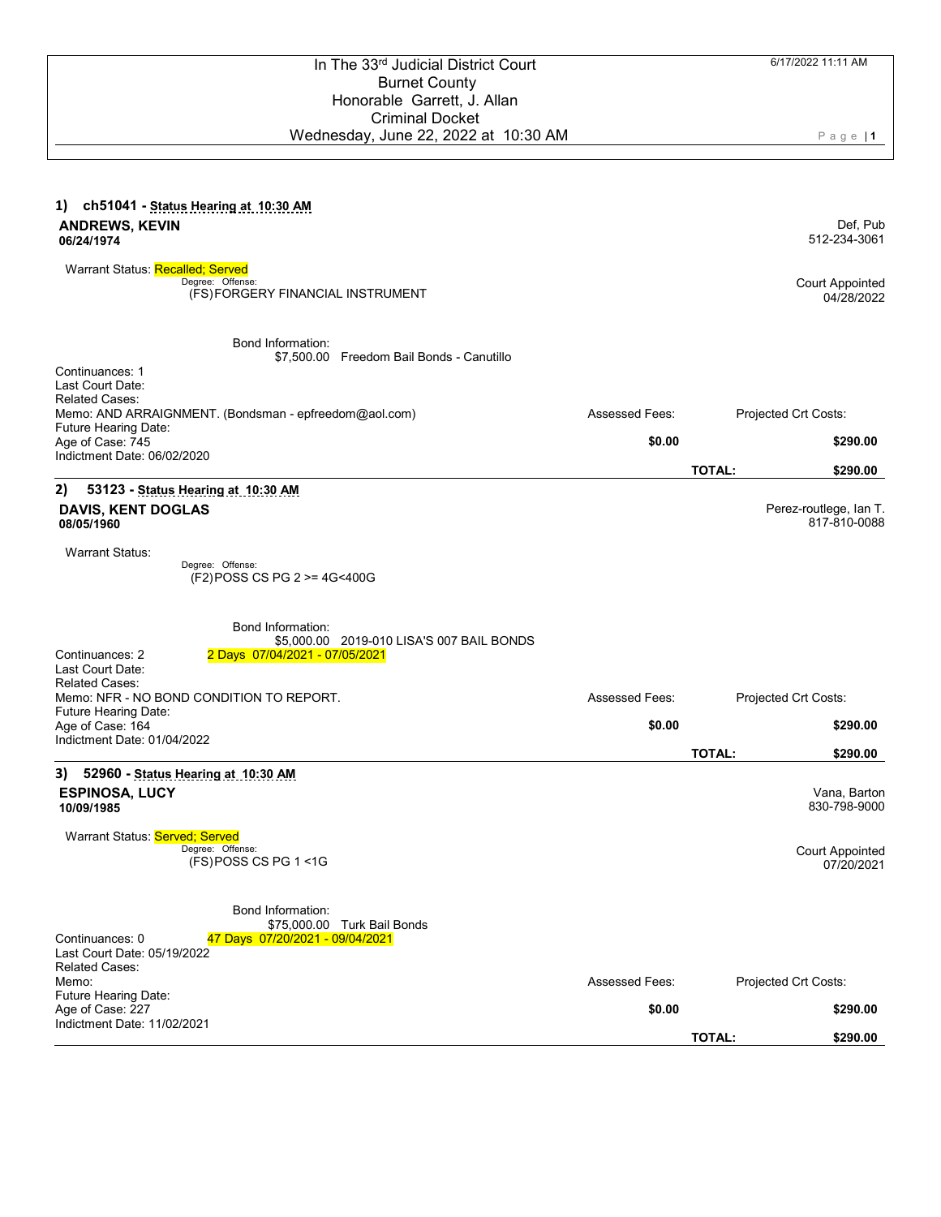In The 33rd Judicial District Court
Burnet County
Honorable Garrett, J. Allan
Criminal Docket
Wednesday, June 22, 2022 at 10:30 AM

6/17/2022 11:11 AM

---

## 1) ch51041 - Status Hearing at 10:30 AM

**ANDREWS, KEVIN**
**06/24/1974**

Def, Pub
512-234-3061

Warrant Status: Recalled; Served

Degree: Offense:
(FS)FORGERY FINANCIAL INSTRUMENT

Court Appointed
04/28/2022

Bond Information:
$7,500.00 Freedom Bail Bonds - Canutillo

Continuances: 1
Last Court Date:
Related Cases:
Memo: AND ARRAIGNMENT. (Bondsman - epfreedom@aol.com)
Future Hearing Date:
Age of Case: 745
Indictment Date: 06/02/2020

| Assessed Fees: | Projected Crt Costs: |
|---|---|
| **$0.00** | **$290.00** |
| **TOTAL:** | **$290.00** |

---

## 2) 53123 - Status Hearing at 10:30 AM

**DAVIS, KENT DOGLAS**
**08/05/1960**

Perez-routlege, Ian T.
817-810-0088

Warrant Status:

Degree: Offense:
(F2)POSS CS PG 2 >= 4G<400G

Bond Information:
$5,000.00 2019-010 LISA'S 007 BAIL BONDS

Continuances: 2 — 2 Days 07/04/2021 - 07/05/2021
Last Court Date:
Related Cases:
Memo: NFR - NO BOND CONDITION TO REPORT.
Future Hearing Date:
Age of Case: 164
Indictment Date: 01/04/2022

| Assessed Fees: | Projected Crt Costs: |
|---|---|
| **$0.00** | **$290.00** |
| **TOTAL:** | **$290.00** |

---

## 3) 52960 - Status Hearing at 10:30 AM

**ESPINOSA, LUCY**
**10/09/1985**

Vana, Barton
830-798-9000

Warrant Status: Served; Served

Degree: Offense:
(FS)POSS CS PG 1 <1G

Court Appointed
07/20/2021

Bond Information:
$75,000.00 Turk Bail Bonds

Continuances: 0 — 47 Days 07/20/2021 - 09/04/2021
Last Court Date: 05/19/2022
Related Cases:
Memo:
Future Hearing Date:
Age of Case: 227
Indictment Date: 11/02/2021

| Assessed Fees: | Projected Crt Costs: |
|---|---|
| **$0.00** | **$290.00** |
| **TOTAL:** | **$290.00** |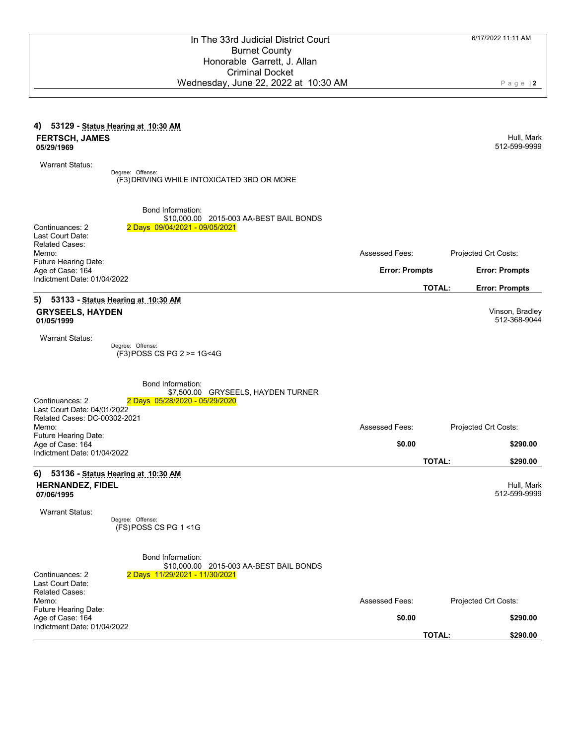In The 33rd Judicial District Court
Burnet County
Honorable Garrett, J. Allan
Criminal Docket
Wednesday, June 22, 2022 at 10:30 AM

6/17/2022 11:11 AM

## 4) 53129 - Status Hearing at 10:30 AM

**FERTSCH, JAMES**
**05/29/1969**

Hull, Mark
512-599-9999

Warrant Status:

Degree: Offense:
(F3) DRIVING WHILE INTOXICATED 3RD OR MORE

Bond Information:
$10,000.00 2015-003 AA-BEST BAIL BONDS

Continuances: 2 — 2 Days 09/04/2021 - 09/05/2021
Last Court Date:
Related Cases:
Memo:
Future Hearing Date:
Age of Case: 164
Indictment Date: 01/04/2022

| Assessed Fees: | Projected Crt Costs: |
|---|---|
| **Error: Prompts** | **Error: Prompts** |
| **TOTAL:** | **Error: Prompts** |

## 5) 53133 - Status Hearing at 10:30 AM

**GRYSEELS, HAYDEN**
**01/05/1999**

Vinson, Bradley
512-368-9044

Warrant Status:

Degree: Offense:
(F3) POSS CS PG 2 >= 1G<4G

Bond Information:
$7,500.00 GRYSEELS, HAYDEN TURNER

Continuances: 2 — 2 Days 05/28/2020 - 05/29/2020
Last Court Date: 04/01/2022
Related Cases: DC-00302-2021
Memo:
Future Hearing Date:
Age of Case: 164
Indictment Date: 01/04/2022

| Assessed Fees: | Projected Crt Costs: |
|---|---|
| **$0.00** | **$290.00** |
| **TOTAL:** | **$290.00** |

## 6) 53136 - Status Hearing at 10:30 AM

**HERNANDEZ, FIDEL**
**07/06/1995**

Hull, Mark
512-599-9999

Warrant Status:

Degree: Offense:
(FS) POSS CS PG 1 <1G

Bond Information:
$10,000.00 2015-003 AA-BEST BAIL BONDS

Continuances: 2 — 2 Days 11/29/2021 - 11/30/2021
Last Court Date:
Related Cases:
Memo:
Future Hearing Date:
Age of Case: 164
Indictment Date: 01/04/2022

| Assessed Fees: | Projected Crt Costs: |
|---|---|
| **$0.00** | **$290.00** |
| **TOTAL:** | **$290.00** |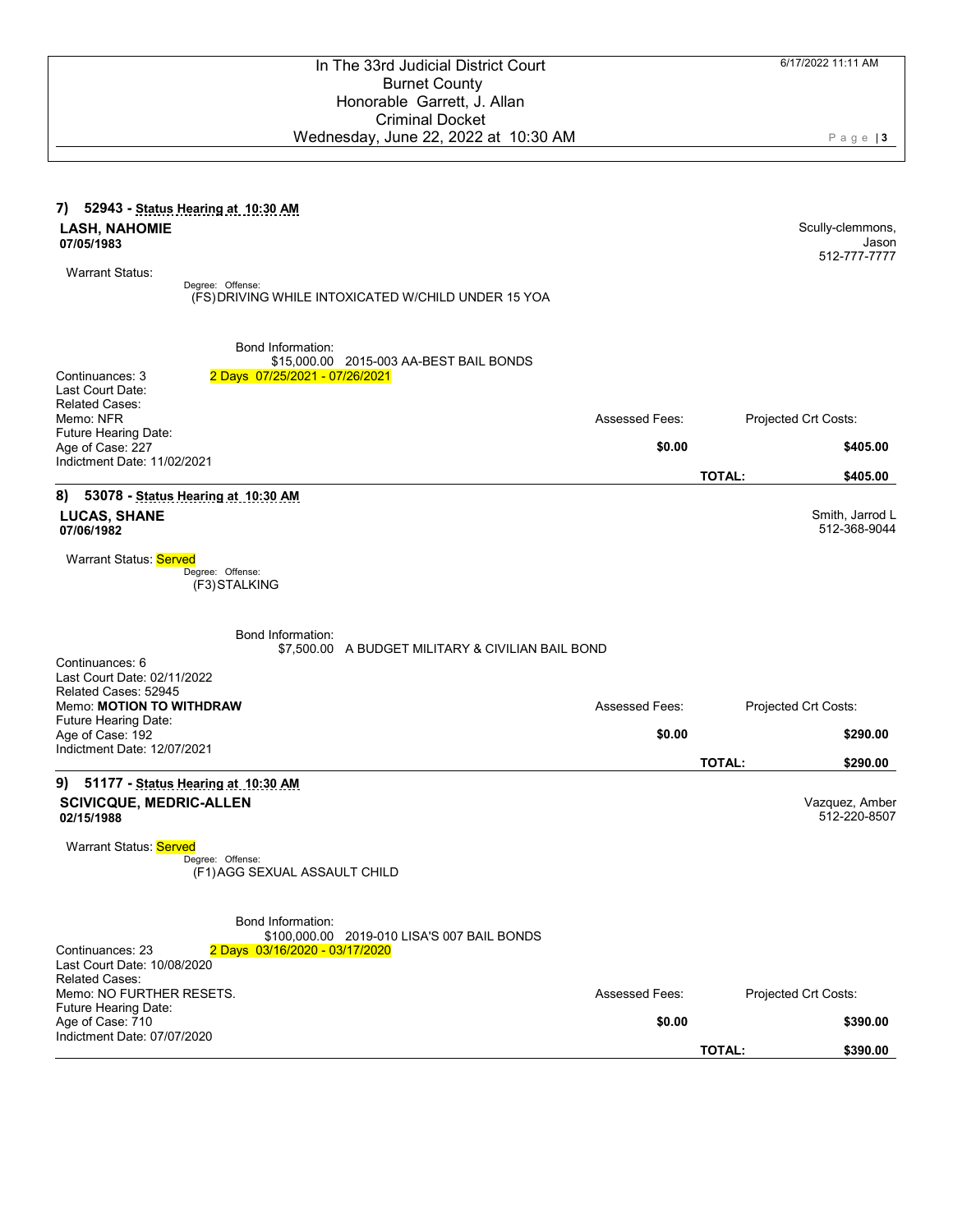In The 33rd Judicial District Court
Burnet County
Honorable Garrett, J. Allan
Criminal Docket
Wednesday, June 22, 2022 at 10:30 AM

6/17/2022 11:11 AM

## 7) 52943 - Status Hearing at 10:30 AM

**LASH, NAHOMIE**
**07/05/1983**

Scully-clemmons, Jason
512-777-7777

Warrant Status:

Degree: Offense:
(FS) DRIVING WHILE INTOXICATED W/CHILD UNDER 15 YOA

Bond Information:
$15,000.00 2015-003 AA-BEST BAIL BONDS
2 Days 07/25/2021 - 07/26/2021

Continuances: 3
Last Court Date:
Related Cases:
Memo: NFR
Future Hearing Date:
Age of Case: 227
Indictment Date: 11/02/2021

| Assessed Fees: | Projected Crt Costs: |
|---|---|
| $0.00 | $405.00 |
| TOTAL: | $405.00 |

## 8) 53078 - Status Hearing at 10:30 AM

**LUCAS, SHANE**
**07/06/1982**

Smith, Jarrod L
512-368-9044

Warrant Status: Served

Degree: Offense:
(F3) STALKING

Bond Information:
$7,500.00 A BUDGET MILITARY & CIVILIAN BAIL BOND

Continuances: 6
Last Court Date: 02/11/2022
Related Cases: 52945
Memo: **MOTION TO WITHDRAW**
Future Hearing Date:
Age of Case: 192
Indictment Date: 12/07/2021

| Assessed Fees: | Projected Crt Costs: |
|---|---|
| $0.00 | $290.00 |
| TOTAL: | $290.00 |

## 9) 51177 - Status Hearing at 10:30 AM

**SCIVICQUE, MEDRIC-ALLEN**
**02/15/1988**

Vazquez, Amber
512-220-8507

Warrant Status: Served

Degree: Offense:
(F1) AGG SEXUAL ASSAULT CHILD

Bond Information:
$100,000.00 2019-010 LISA'S 007 BAIL BONDS
2 Days 03/16/2020 - 03/17/2020

Continuances: 23
Last Court Date: 10/08/2020
Related Cases:
Memo: NO FURTHER RESETS.
Future Hearing Date:
Age of Case: 710
Indictment Date: 07/07/2020

| Assessed Fees: | Projected Crt Costs: |
|---|---|
| $0.00 | $390.00 |
| TOTAL: | $390.00 |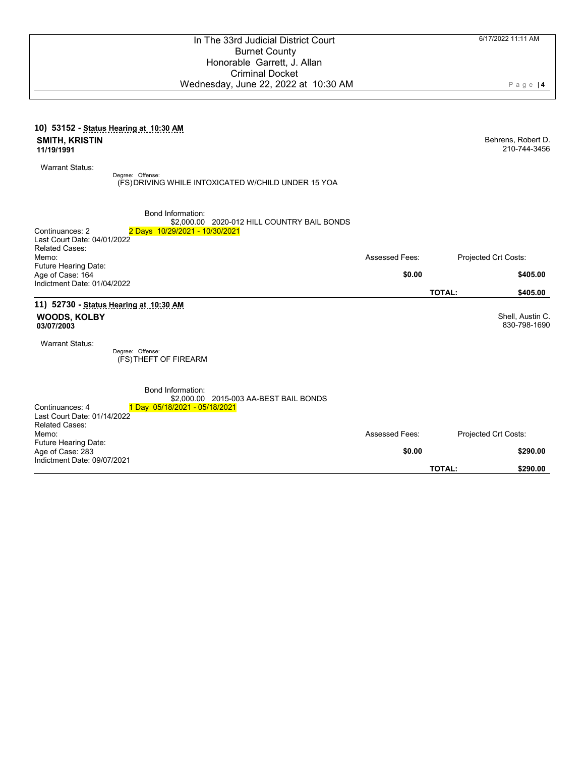In The 33rd Judicial District Court
Burnet County
Honorable Garrett, J. Allan
Criminal Docket
Wednesday, June 22, 2022 at 10:30 AM

6/17/2022 11:11 AM

---

**10) 53152 - Status Hearing at 10:30 AM**

**SMITH, KRISTIN**
**11/19/1991**

Behrens, Robert D.
210-744-3456

Warrant Status:

Degree: Offense:
(FS) DRIVING WHILE INTOXICATED W/CHILD UNDER 15 YOA

Bond Information:
$2,000.00 2020-012 HILL COUNTRY BAIL BONDS

Continuances: 2 — 2 Days 10/29/2021 - 10/30/2021
Last Court Date: 04/01/2022
Related Cases:
Memo:
Future Hearing Date:
Age of Case: 164
Indictment Date: 01/04/2022

| Assessed Fees: | Projected Crt Costs: |
|---|---|
| $0.00 | $405.00 |
| **TOTAL:** | **$405.00** |

---

**11) 52730 - Status Hearing at 10:30 AM**

**WOODS, KOLBY**
**03/07/2003**

Shell, Austin C.
830-798-1690

Warrant Status:

Degree: Offense:
(FS) THEFT OF FIREARM

Bond Information:
$2,000.00 2015-003 AA-BEST BAIL BONDS

Continuances: 4 — 1 Day 05/18/2021 - 05/18/2021
Last Court Date: 01/14/2022
Related Cases:
Memo:
Future Hearing Date:
Age of Case: 283
Indictment Date: 09/07/2021

| Assessed Fees: | Projected Crt Costs: |
|---|---|
| $0.00 | $290.00 |
| **TOTAL:** | **$290.00** |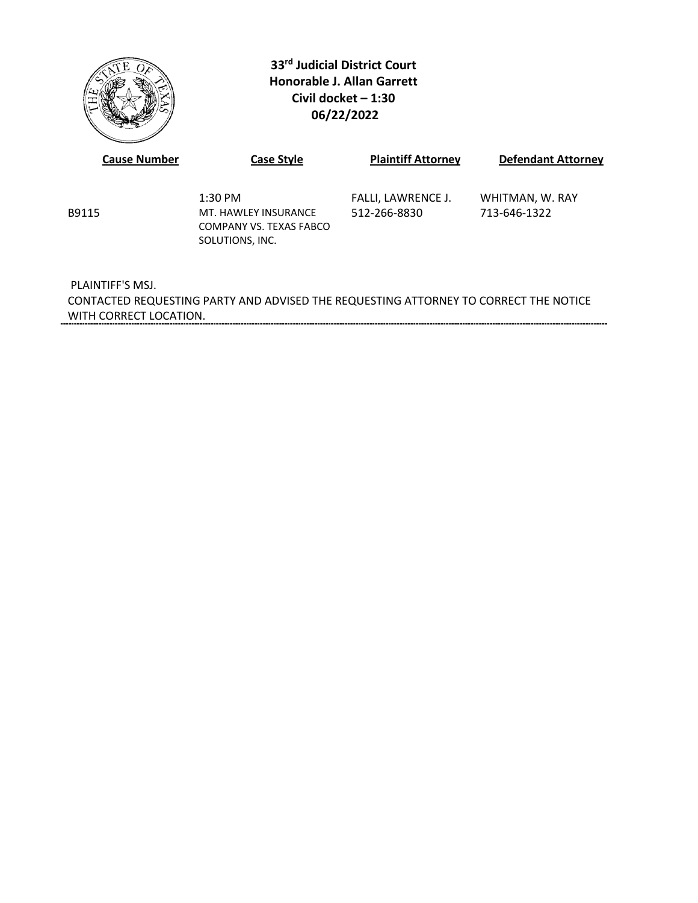**33rd Judicial District Court**
**Honorable J. Allan Garrett**
**Civil docket – 1:30**
**06/22/2022**

| Cause Number | Case Style | Plaintiff Attorney | Defendant Attorney |
|---|---|---|---|
| B9115 | 1:30 PM<br>MT. HAWLEY INSURANCE COMPANY VS. TEXAS FABCO SOLUTIONS, INC. | FALLI, LAWRENCE J.<br>512-266-8830 | WHITMAN, W. RAY<br>713-646-1322 |

PLAINTIFF'S MSJ.
CONTACTED REQUESTING PARTY AND ADVISED THE REQUESTING ATTORNEY TO CORRECT THE NOTICE WITH CORRECT LOCATION.

---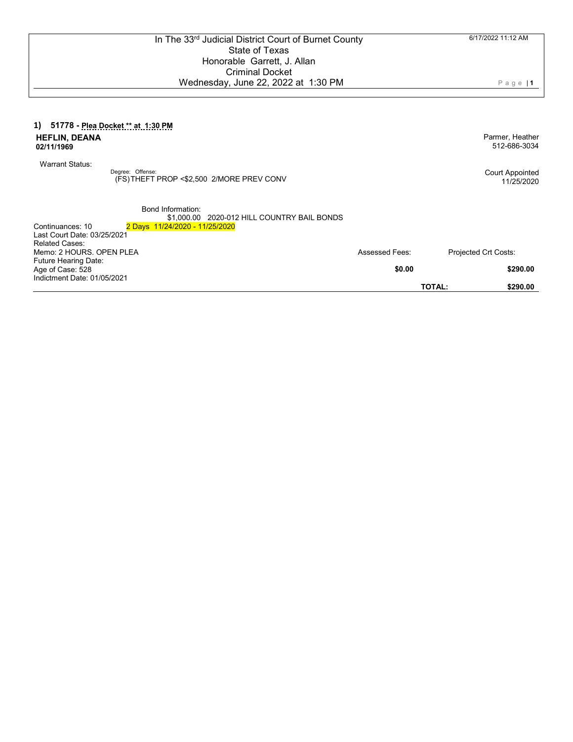In The 33rd Judicial District Court of Burnet County
State of Texas
Honorable Garrett, J. Allan
Criminal Docket
Wednesday, June 22, 2022 at 1:30 PM

6/17/2022 11:12 AM

**1) 51778 - Plea Docket ** at 1:30 PM**

**HEFLIN, DEANA**
**02/11/1969**

Parmer, Heather
512-686-3034

Warrant Status:

Degree: Offense:
(FS) THEFT PROP <$2,500 2/MORE PREV CONV

Court Appointed
11/25/2020

Bond Information:
$1,000.00 2020-012 HILL COUNTRY BAIL BONDS

Continuances: 10 — 2 Days 11/24/2020 - 11/25/2020
Last Court Date: 03/25/2021
Related Cases:
Memo: 2 HOURS. OPEN PLEA
Future Hearing Date:
Age of Case: 528
Indictment Date: 01/05/2021

| Assessed Fees: | Projected Crt Costs: |
|---|---|
| **$0.00** | **$290.00** |
| **TOTAL:** | **$290.00** |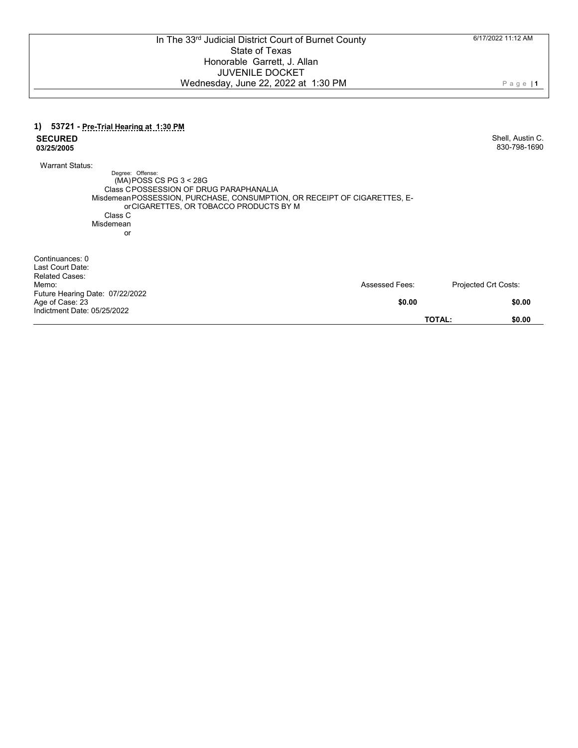In The 33rd Judicial District Court of Burnet County
State of Texas
Honorable Garrett, J. Allan
JUVENILE DOCKET
Wednesday, June 22, 2022 at 1:30 PM

6/17/2022 11:12 AM

**1) 53721 - Pre-Trial Hearing at 1:30 PM**

**SECURED**
**03/25/2005**

Shell, Austin C.
830-798-1690

Warrant Status:

| Degree: | Offense: |
|---|---|
| (MA) | POSS CS PG 3 < 28G |
| Class C Misdemeanor | POSSESSION OF DRUG PARAPHANALIA |
| Class C Misdemeanor | POSSESSION, PURCHASE, CONSUMPTION, OR RECEIPT OF CIGARETTES, E-CIGARETTES, OR TOBACCO PRODUCTS BY M |

Continuances: 0
Last Court Date:
Related Cases:
Memo:
Future Hearing Date: 07/22/2022
Age of Case: 23
Indictment Date: 05/25/2022

| Assessed Fees: | Projected Crt Costs: |
|---|---|
| $0.00 | $0.00 |
| TOTAL: | $0.00 |